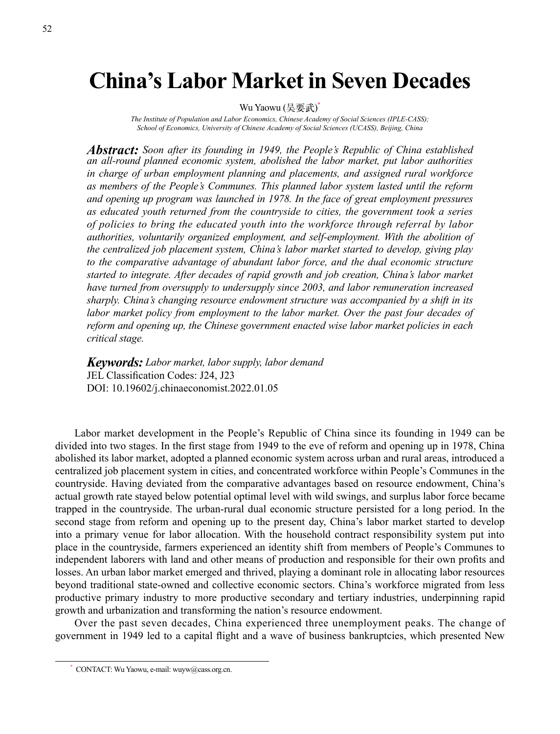# China's Labor Market in Seven Decades

Wu Yaowu (吴要武)[*]

*The Institute of Population and Labor Economics, Chinese Academy of Social Sciences (IPLE-CASS); School of Economics, University of Chinese Academy of Social Sciences (UCASS), Beijing, China*

***Abstract:*** *Soon after its founding in 1949, the People's Republic of China established an all-round planned economic system, abolished the labor market, put labor authorities in charge of urban employment planning and placements, and assigned rural workforce as members of the People's Communes. This planned labor system lasted until the reform and opening up program was launched in 1978. In the face of great employment pressures as educated youth returned from the countryside to cities, the government took a series of policies to bring the educated youth into the workforce through referral by labor authorities, voluntarily organized employment, and self-employment. With the abolition of the centralized job placement system, China's labor market started to develop, giving play to the comparative advantage of abundant labor force, and the dual economic structure started to integrate. After decades of rapid growth and job creation, China's labor market have turned from oversupply to undersupply since 2003, and labor remuneration increased sharply. China's changing resource endowment structure was accompanied by a shift in its labor market policy from employment to the labor market. Over the past four decades of reform and opening up, the Chinese government enacted wise labor market policies in each critical stage.*

***Keywords:*** *Labor market, labor supply, labor demand*
JEL Classification Codes: J24, J23
DOI: 10.19602/j.chinaeconomist.2022.01.05

Labor market development in the People's Republic of China since its founding in 1949 can be divided into two stages. In the first stage from 1949 to the eve of reform and opening up in 1978, China abolished its labor market, adopted a planned economic system across urban and rural areas, introduced a centralized job placement system in cities, and concentrated workforce within People's Communes in the countryside. Having deviated from the comparative advantages based on resource endowment, China's actual growth rate stayed below potential optimal level with wild swings, and surplus labor force became trapped in the countryside. The urban-rural dual economic structure persisted for a long period. In the second stage from reform and opening up to the present day, China's labor market started to develop into a primary venue for labor allocation. With the household contract responsibility system put into place in the countryside, farmers experienced an identity shift from members of People's Communes to independent laborers with land and other means of production and responsible for their own profits and losses. An urban labor market emerged and thrived, playing a dominant role in allocating labor resources beyond traditional state-owned and collective economic sectors. China's workforce migrated from less productive primary industry to more productive secondary and tertiary industries, underpinning rapid growth and urbanization and transforming the nation's resource endowment.

Over the past seven decades, China experienced three unemployment peaks. The change of government in 1949 led to a capital flight and a wave of business bankruptcies, which presented New

[*] CONTACT: Wu Yaowu, e-mail: wuyw@cass.org.cn.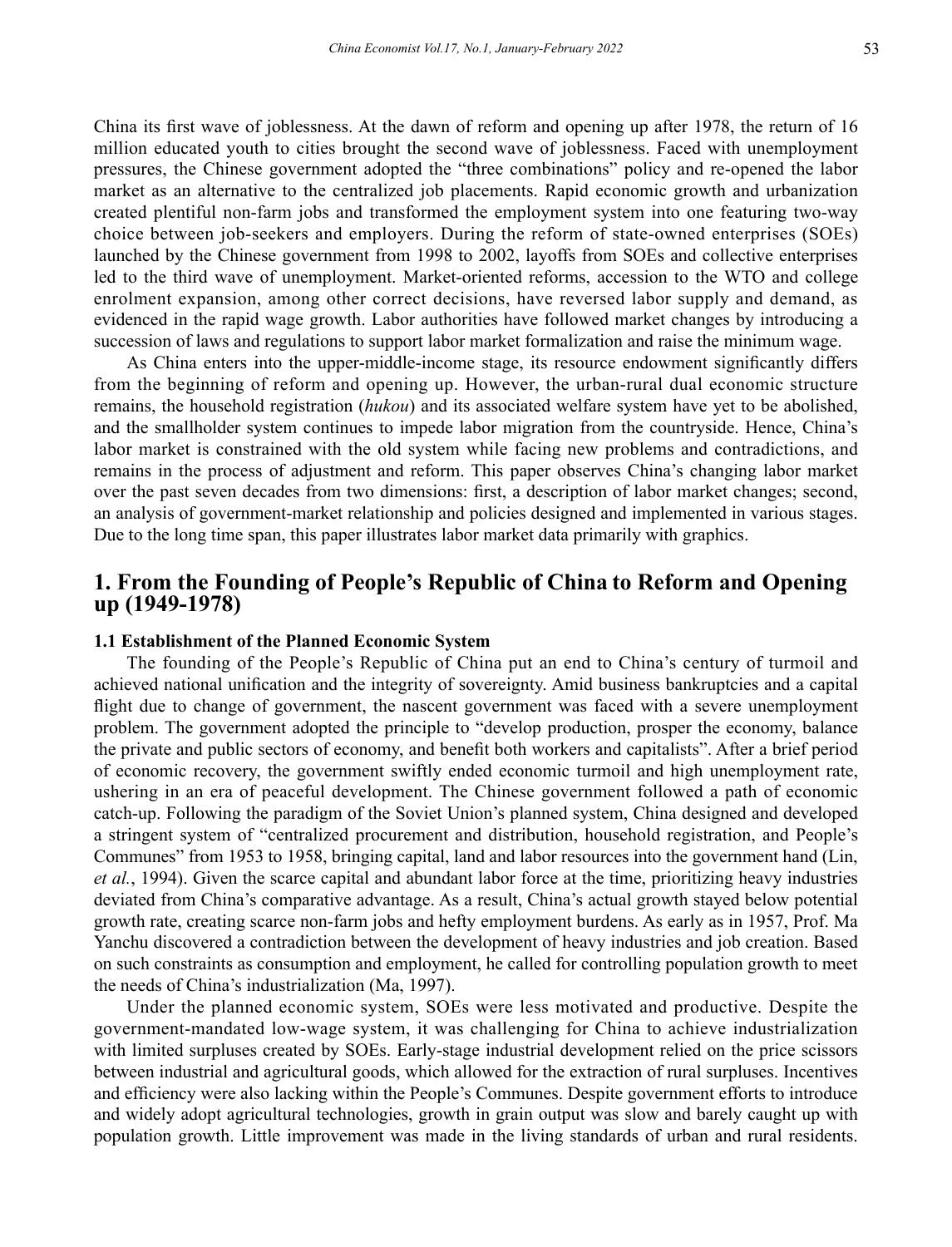China its first wave of joblessness. At the dawn of reform and opening up after 1978, the return of 16 million educated youth to cities brought the second wave of joblessness. Faced with unemployment pressures, the Chinese government adopted the "three combinations" policy and re-opened the labor market as an alternative to the centralized job placements. Rapid economic growth and urbanization created plentiful non-farm jobs and transformed the employment system into one featuring two-way choice between job-seekers and employers. During the reform of state-owned enterprises (SOEs) launched by the Chinese government from 1998 to 2002, layoffs from SOEs and collective enterprises led to the third wave of unemployment. Market-oriented reforms, accession to the WTO and college enrolment expansion, among other correct decisions, have reversed labor supply and demand, as evidenced in the rapid wage growth. Labor authorities have followed market changes by introducing a succession of laws and regulations to support labor market formalization and raise the minimum wage.

As China enters into the upper-middle-income stage, its resource endowment significantly differs from the beginning of reform and opening up. However, the urban-rural dual economic structure remains, the household registration (*hukou*) and its associated welfare system have yet to be abolished, and the smallholder system continues to impede labor migration from the countryside. Hence, China's labor market is constrained with the old system while facing new problems and contradictions, and remains in the process of adjustment and reform. This paper observes China's changing labor market over the past seven decades from two dimensions: first, a description of labor market changes; second, an analysis of government-market relationship and policies designed and implemented in various stages. Due to the long time span, this paper illustrates labor market data primarily with graphics.

## 1. From the Founding of People's Republic of China to Reform and Opening up (1949-1978)

### 1.1 Establishment of the Planned Economic System

The founding of the People's Republic of China put an end to China's century of turmoil and achieved national unification and the integrity of sovereignty. Amid business bankruptcies and a capital flight due to change of government, the nascent government was faced with a severe unemployment problem. The government adopted the principle to "develop production, prosper the economy, balance the private and public sectors of economy, and benefit both workers and capitalists". After a brief period of economic recovery, the government swiftly ended economic turmoil and high unemployment rate, ushering in an era of peaceful development. The Chinese government followed a path of economic catch-up. Following the paradigm of the Soviet Union's planned system, China designed and developed a stringent system of "centralized procurement and distribution, household registration, and People's Communes" from 1953 to 1958, bringing capital, land and labor resources into the government hand (Lin, *et al.*, 1994). Given the scarce capital and abundant labor force at the time, prioritizing heavy industries deviated from China's comparative advantage. As a result, China's actual growth stayed below potential growth rate, creating scarce non-farm jobs and hefty employment burdens. As early as in 1957, Prof. Ma Yanchu discovered a contradiction between the development of heavy industries and job creation. Based on such constraints as consumption and employment, he called for controlling population growth to meet the needs of China's industrialization (Ma, 1997).

Under the planned economic system, SOEs were less motivated and productive. Despite the government-mandated low-wage system, it was challenging for China to achieve industrialization with limited surpluses created by SOEs. Early-stage industrial development relied on the price scissors between industrial and agricultural goods, which allowed for the extraction of rural surpluses. Incentives and efficiency were also lacking within the People's Communes. Despite government efforts to introduce and widely adopt agricultural technologies, growth in grain output was slow and barely caught up with population growth. Little improvement was made in the living standards of urban and rural residents.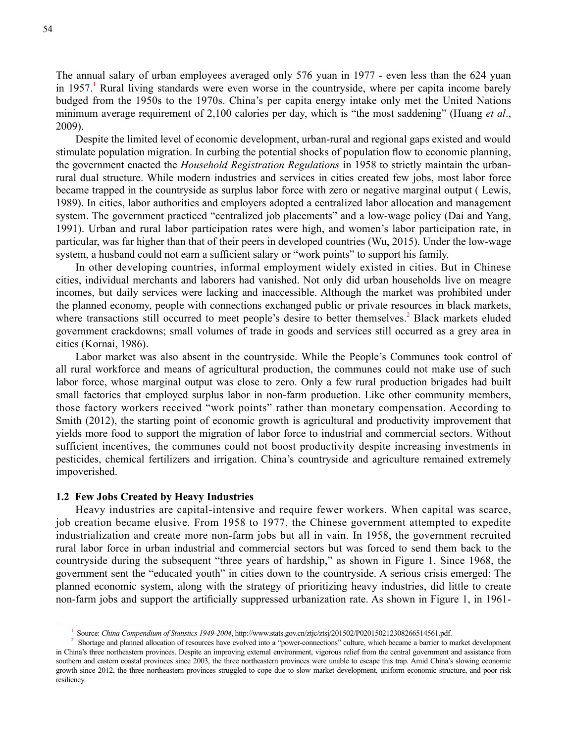The annual salary of urban employees averaged only 576 yuan in 1977 - even less than the 624 yuan in 1957.[1] Rural living standards were even worse in the countryside, where per capita income barely budged from the 1950s to the 1970s. China's per capita energy intake only met the United Nations minimum average requirement of 2,100 calories per day, which is "the most saddening" (Huang *et al*., 2009).

Despite the limited level of economic development, urban-rural and regional gaps existed and would stimulate population migration. In curbing the potential shocks of population flow to economic planning, the government enacted the *Household Registration Regulations* in 1958 to strictly maintain the urban-rural dual structure. While modern industries and services in cities created few jobs, most labor force became trapped in the countryside as surplus labor force with zero or negative marginal output ( Lewis, 1989). In cities, labor authorities and employers adopted a centralized labor allocation and management system. The government practiced "centralized job placements" and a low-wage policy (Dai and Yang, 1991). Urban and rural labor participation rates were high, and women's labor participation rate, in particular, was far higher than that of their peers in developed countries (Wu, 2015). Under the low-wage system, a husband could not earn a sufficient salary or "work points" to support his family.

In other developing countries, informal employment widely existed in cities. But in Chinese cities, individual merchants and laborers had vanished. Not only did urban households live on meagre incomes, but daily services were lacking and inaccessible. Although the market was prohibited under the planned economy, people with connections exchanged public or private resources in black markets, where transactions still occurred to meet people's desire to better themselves.[2] Black markets eluded government crackdowns; small volumes of trade in goods and services still occurred as a grey area in cities (Kornai, 1986).

Labor market was also absent in the countryside. While the People's Communes took control of all rural workforce and means of agricultural production, the communes could not make use of such labor force, whose marginal output was close to zero. Only a few rural production brigades had built small factories that employed surplus labor in non-farm production. Like other community members, those factory workers received "work points" rather than monetary compensation. According to Smith (2012), the starting point of economic growth is agricultural and productivity improvement that yields more food to support the migration of labor force to industrial and commercial sectors. Without sufficient incentives, the communes could not boost productivity despite increasing investments in pesticides, chemical fertilizers and irrigation. China's countryside and agriculture remained extremely impoverished.

### 1.2 Few Jobs Created by Heavy Industries

Heavy industries are capital-intensive and require fewer workers. When capital was scarce, job creation became elusive. From 1958 to 1977, the Chinese government attempted to expedite industrialization and create more non-farm jobs but all in vain. In 1958, the government recruited rural labor force in urban industrial and commercial sectors but was forced to send them back to the countryside during the subsequent "three years of hardship," as shown in Figure 1. Since 1968, the government sent the "educated youth" in cities down to the countryside. A serious crisis emerged: The planned economic system, along with the strategy of prioritizing heavy industries, did little to create non-farm jobs and support the artificially suppressed urbanization rate. As shown in Figure 1, in 1961-

---

[1] Source: *China Compendium of Statistics 1949-2004*, http://www.stats.gov.cn/ztjc/ztsj/201502/P020150212308266514561.pdf.

[2] Shortage and planned allocation of resources have evolved into a "power-connections" culture, which became a barrier to market development in China's three northeastern provinces. Despite an improving external environment, vigorous relief from the central government and assistance from southern and eastern coastal provinces since 2003, the three northeastern provinces were unable to escape this trap. Amid China's slowing economic growth since 2012, the three northeastern provinces struggled to cope due to slow market development, uniform economic structure, and poor risk resiliency.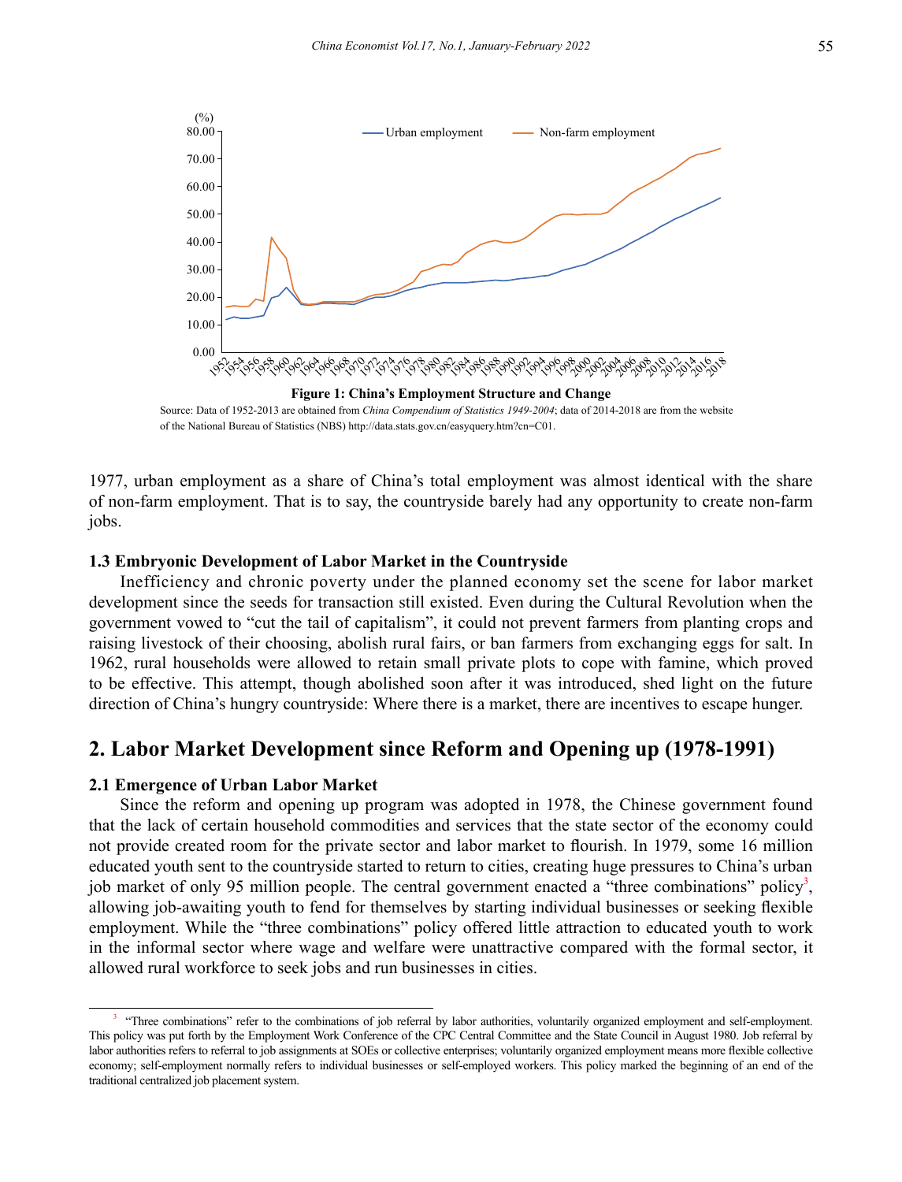**Figure 1: China's Employment Structure and Change**

Source: Data of 1952-2013 are obtained from *China Compendium of Statistics 1949-2004*; data of 2014-2018 are from the website of the National Bureau of Statistics (NBS) http://data.stats.gov.cn/easyquery.htm?cn=C01.

1977, urban employment as a share of China's total employment was almost identical with the share of non-farm employment. That is to say, the countryside barely had any opportunity to create non-farm jobs.

### 1.3 Embryonic Development of Labor Market in the Countryside

Inefficiency and chronic poverty under the planned economy set the scene for labor market development since the seeds for transaction still existed. Even during the Cultural Revolution when the government vowed to "cut the tail of capitalism", it could not prevent farmers from planting crops and raising livestock of their choosing, abolish rural fairs, or ban farmers from exchanging eggs for salt. In 1962, rural households were allowed to retain small private plots to cope with famine, which proved to be effective. This attempt, though abolished soon after it was introduced, shed light on the future direction of China's hungry countryside: Where there is a market, there are incentives to escape hunger.

## 2. Labor Market Development since Reform and Opening up (1978-1991)

### 2.1 Emergence of Urban Labor Market

Since the reform and opening up program was adopted in 1978, the Chinese government found that the lack of certain household commodities and services that the state sector of the economy could not provide created room for the private sector and labor market to flourish. In 1979, some 16 million educated youth sent to the countryside started to return to cities, creating huge pressures to China's urban job market of only 95 million people. The central government enacted a "three combinations" policy[3], allowing job-awaiting youth to fend for themselves by starting individual businesses or seeking flexible employment. While the "three combinations" policy offered little attraction to educated youth to work in the informal sector where wage and welfare were unattractive compared with the formal sector, it allowed rural workforce to seek jobs and run businesses in cities.

---

[3] "Three combinations" refer to the combinations of job referral by labor authorities, voluntarily organized employment and self-employment. This policy was put forth by the Employment Work Conference of the CPC Central Committee and the State Council in August 1980. Job referral by labor authorities refers to referral to job assignments at SOEs or collective enterprises; voluntarily organized employment means more flexible collective economy; self-employment normally refers to individual businesses or self-employed workers. This policy marked the beginning of an end of the traditional centralized job placement system.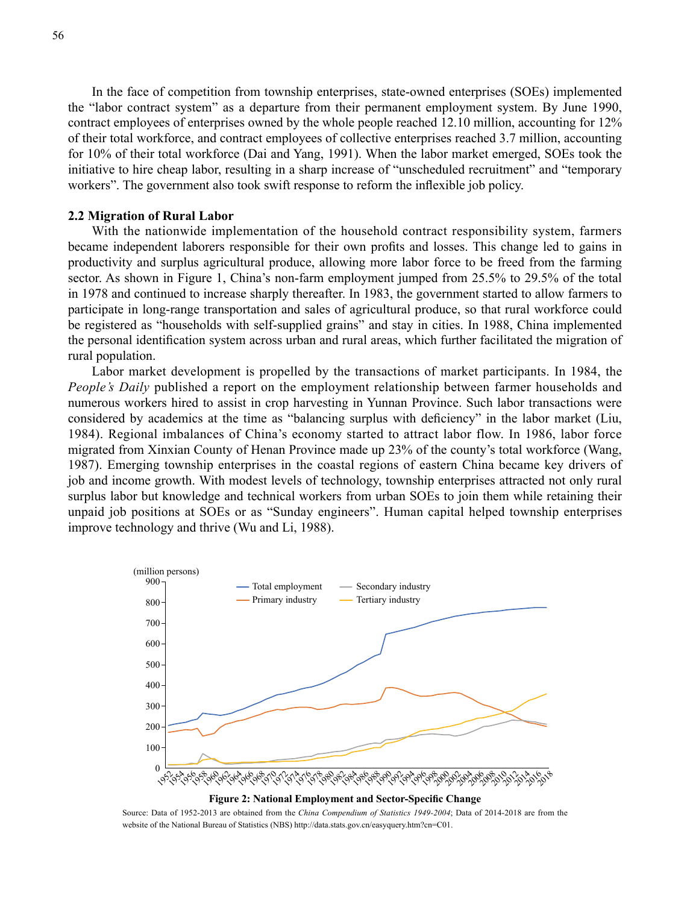In the face of competition from township enterprises, state-owned enterprises (SOEs) implemented the "labor contract system" as a departure from their permanent employment system. By June 1990, contract employees of enterprises owned by the whole people reached 12.10 million, accounting for 12% of their total workforce, and contract employees of collective enterprises reached 3.7 million, accounting for 10% of their total workforce (Dai and Yang, 1991). When the labor market emerged, SOEs took the initiative to hire cheap labor, resulting in a sharp increase of "unscheduled recruitment" and "temporary workers". The government also took swift response to reform the inflexible job policy.

**2.2 Migration of Rural Labor**

With the nationwide implementation of the household contract responsibility system, farmers became independent laborers responsible for their own profits and losses. This change led to gains in productivity and surplus agricultural produce, allowing more labor force to be freed from the farming sector. As shown in Figure 1, China's non-farm employment jumped from 25.5% to 29.5% of the total in 1978 and continued to increase sharply thereafter. In 1983, the government started to allow farmers to participate in long-range transportation and sales of agricultural produce, so that rural workforce could be registered as "households with self-supplied grains" and stay in cities. In 1988, China implemented the personal identification system across urban and rural areas, which further facilitated the migration of rural population.

Labor market development is propelled by the transactions of market participants. In 1984, the *People's Daily* published a report on the employment relationship between farmer households and numerous workers hired to assist in crop harvesting in Yunnan Province. Such labor transactions were considered by academics at the time as "balancing surplus with deficiency" in the labor market (Liu, 1984). Regional imbalances of China's economy started to attract labor flow. In 1986, labor force migrated from Xinxian County of Henan Province made up 23% of the county's total workforce (Wang, 1987). Emerging township enterprises in the coastal regions of eastern China became key drivers of job and income growth. With modest levels of technology, township enterprises attracted not only rural surplus labor but knowledge and technical workers from urban SOEs to join them while retaining their unpaid job positions at SOEs or as "Sunday engineers". Human capital helped township enterprises improve technology and thrive (Wu and Li, 1988).

**Figure 2: National Employment and Sector-Specific Change**

Source: Data of 1952-2013 are obtained from the *China Compendium of Statistics 1949-2004*; Data of 2014-2018 are from the website of the National Bureau of Statistics (NBS) http://data.stats.gov.cn/easyquery.htm?cn=C01.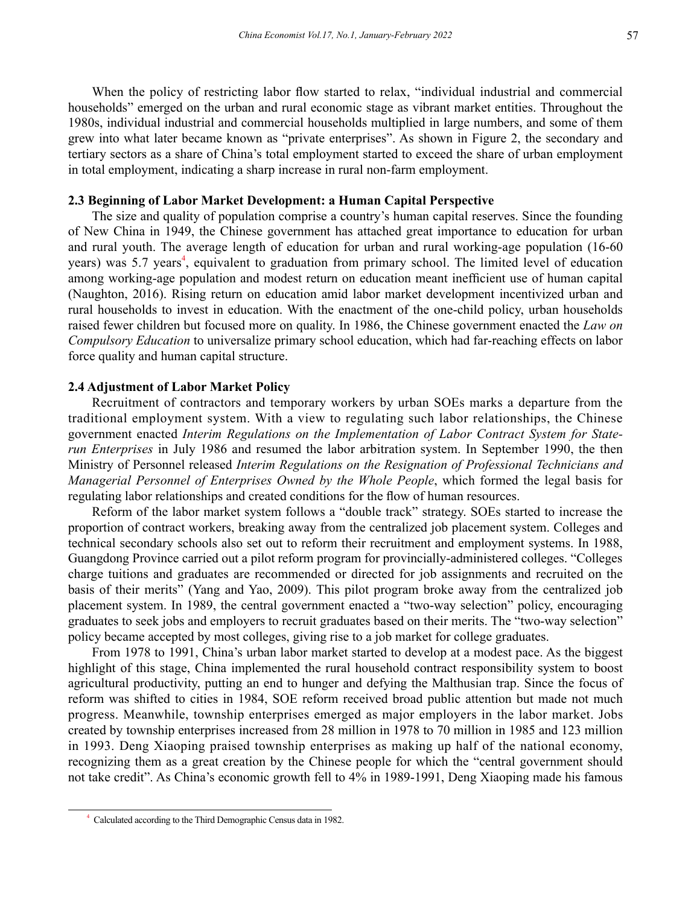When the policy of restricting labor flow started to relax, "individual industrial and commercial households" emerged on the urban and rural economic stage as vibrant market entities. Throughout the 1980s, individual industrial and commercial households multiplied in large numbers, and some of them grew into what later became known as "private enterprises". As shown in Figure 2, the secondary and tertiary sectors as a share of China's total employment started to exceed the share of urban employment in total employment, indicating a sharp increase in rural non-farm employment.

### 2.3 Beginning of Labor Market Development: a Human Capital Perspective

The size and quality of population comprise a country's human capital reserves. Since the founding of New China in 1949, the Chinese government has attached great importance to education for urban and rural youth. The average length of education for urban and rural working-age population (16-60 years) was 5.7 years[4], equivalent to graduation from primary school. The limited level of education among working-age population and modest return on education meant inefficient use of human capital (Naughton, 2016). Rising return on education amid labor market development incentivized urban and rural households to invest in education. With the enactment of the one-child policy, urban households raised fewer children but focused more on quality. In 1986, the Chinese government enacted the *Law on Compulsory Education* to universalize primary school education, which had far-reaching effects on labor force quality and human capital structure.

### 2.4 Adjustment of Labor Market Policy

Recruitment of contractors and temporary workers by urban SOEs marks a departure from the traditional employment system. With a view to regulating such labor relationships, the Chinese government enacted *Interim Regulations on the Implementation of Labor Contract System for State-run Enterprises* in July 1986 and resumed the labor arbitration system. In September 1990, the then Ministry of Personnel released *Interim Regulations on the Resignation of Professional Technicians and Managerial Personnel of Enterprises Owned by the Whole People*, which formed the legal basis for regulating labor relationships and created conditions for the flow of human resources.

Reform of the labor market system follows a "double track" strategy. SOEs started to increase the proportion of contract workers, breaking away from the centralized job placement system. Colleges and technical secondary schools also set out to reform their recruitment and employment systems. In 1988, Guangdong Province carried out a pilot reform program for provincially-administered colleges. "Colleges charge tuitions and graduates are recommended or directed for job assignments and recruited on the basis of their merits" (Yang and Yao, 2009). This pilot program broke away from the centralized job placement system. In 1989, the central government enacted a "two-way selection" policy, encouraging graduates to seek jobs and employers to recruit graduates based on their merits. The "two-way selection" policy became accepted by most colleges, giving rise to a job market for college graduates.

From 1978 to 1991, China's urban labor market started to develop at a modest pace. As the biggest highlight of this stage, China implemented the rural household contract responsibility system to boost agricultural productivity, putting an end to hunger and defying the Malthusian trap. Since the focus of reform was shifted to cities in 1984, SOE reform received broad public attention but made not much progress. Meanwhile, township enterprises emerged as major employers in the labor market. Jobs created by township enterprises increased from 28 million in 1978 to 70 million in 1985 and 123 million in 1993. Deng Xiaoping praised township enterprises as making up half of the national economy, recognizing them as a great creation by the Chinese people for which the "central government should not take credit". As China's economic growth fell to 4% in 1989-1991, Deng Xiaoping made his famous

---

[4] Calculated according to the Third Demographic Census data in 1982.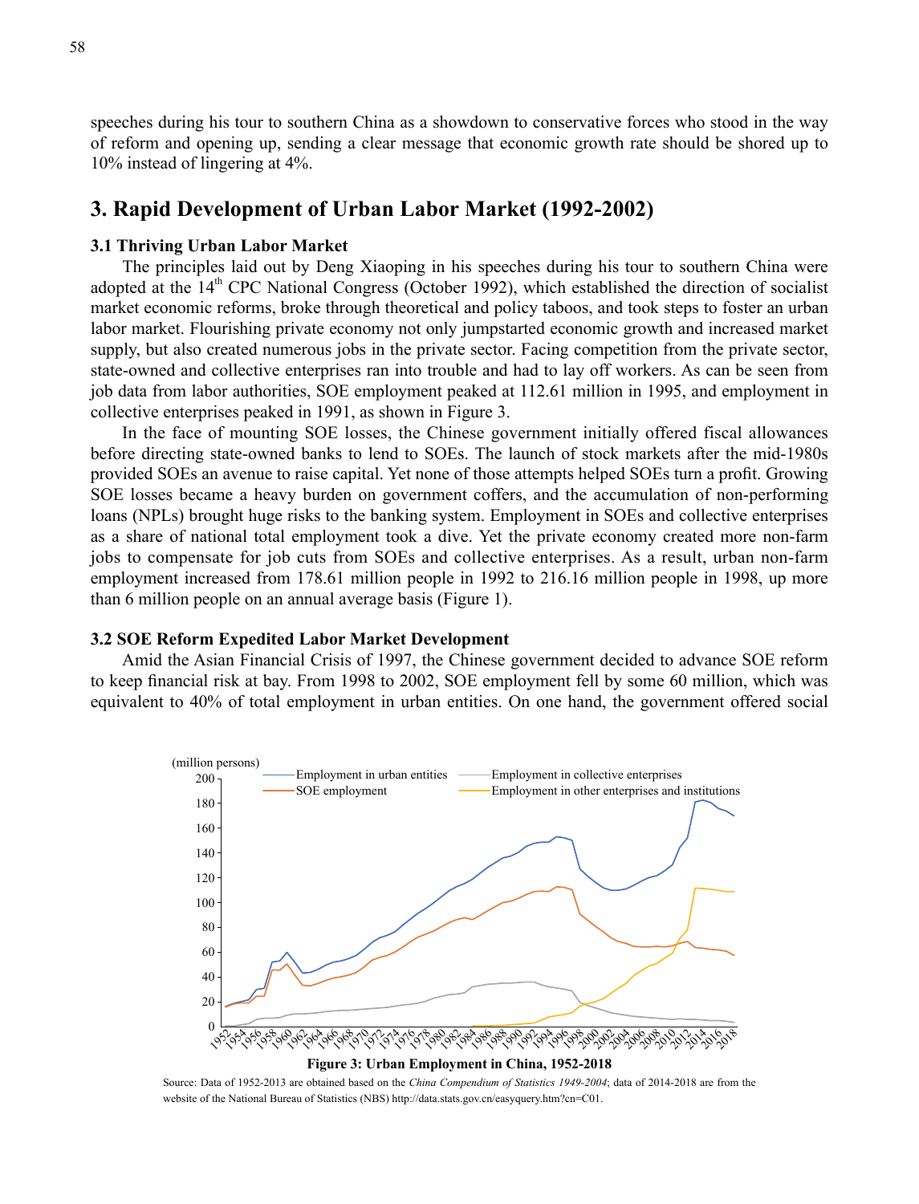speeches during his tour to southern China as a showdown to conservative forces who stood in the way of reform and opening up, sending a clear message that economic growth rate should be shored up to 10% instead of lingering at 4%.

## 3. Rapid Development of Urban Labor Market (1992-2002)

### 3.1 Thriving Urban Labor Market

The principles laid out by Deng Xiaoping in his speeches during his tour to southern China were adopted at the 14th CPC National Congress (October 1992), which established the direction of socialist market economic reforms, broke through theoretical and policy taboos, and took steps to foster an urban labor market. Flourishing private economy not only jumpstarted economic growth and increased market supply, but also created numerous jobs in the private sector. Facing competition from the private sector, state-owned and collective enterprises ran into trouble and had to lay off workers. As can be seen from job data from labor authorities, SOE employment peaked at 112.61 million in 1995, and employment in collective enterprises peaked in 1991, as shown in Figure 3.

In the face of mounting SOE losses, the Chinese government initially offered fiscal allowances before directing state-owned banks to lend to SOEs. The launch of stock markets after the mid-1980s provided SOEs an avenue to raise capital. Yet none of those attempts helped SOEs turn a profit. Growing SOE losses became a heavy burden on government coffers, and the accumulation of non-performing loans (NPLs) brought huge risks to the banking system. Employment in SOEs and collective enterprises as a share of national total employment took a dive. Yet the private economy created more non-farm jobs to compensate for job cuts from SOEs and collective enterprises. As a result, urban non-farm employment increased from 178.61 million people in 1992 to 216.16 million people in 1998, up more than 6 million people on an annual average basis (Figure 1).

### 3.2 SOE Reform Expedited Labor Market Development

Amid the Asian Financial Crisis of 1997, the Chinese government decided to advance SOE reform to keep financial risk at bay. From 1998 to 2002, SOE employment fell by some 60 million, which was equivalent to 40% of total employment in urban entities. On one hand, the government offered social

**Figure 3: Urban Employment in China, 1952-2018**

Source: Data of 1952-2013 are obtained based on the *China Compendium of Statistics 1949-2004*; data of 2014-2018 are from the website of the National Bureau of Statistics (NBS) http://data.stats.gov.cn/easyquery.htm?cn=C01.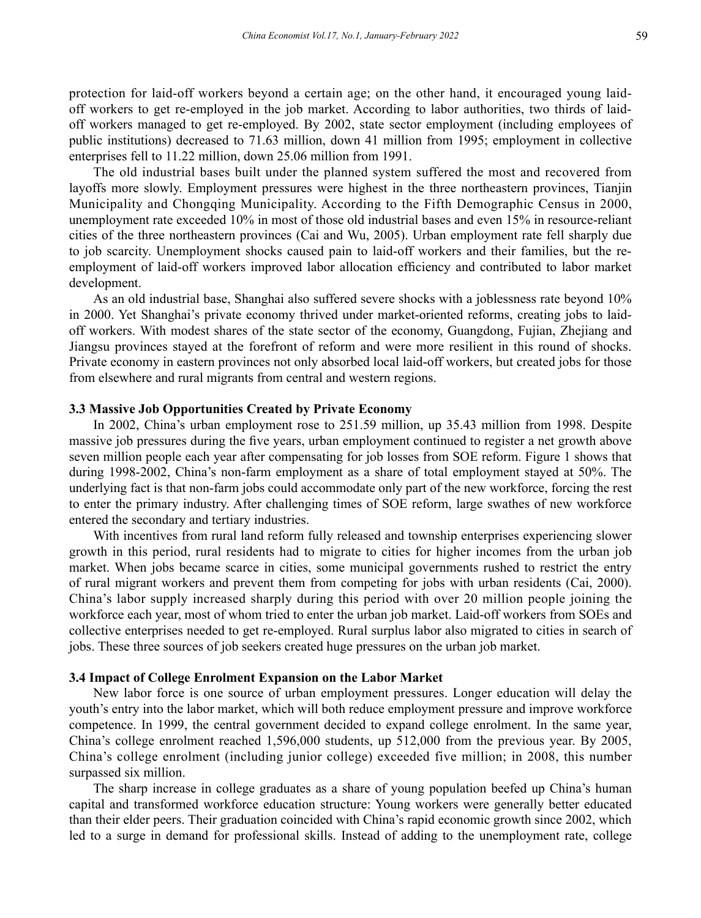protection for laid-off workers beyond a certain age; on the other hand, it encouraged young laid-off workers to get re-employed in the job market. According to labor authorities, two thirds of laid-off workers managed to get re-employed. By 2002, state sector employment (including employees of public institutions) decreased to 71.63 million, down 41 million from 1995; employment in collective enterprises fell to 11.22 million, down 25.06 million from 1991.

The old industrial bases built under the planned system suffered the most and recovered from layoffs more slowly. Employment pressures were highest in the three northeastern provinces, Tianjin Municipality and Chongqing Municipality. According to the Fifth Demographic Census in 2000, unemployment rate exceeded 10% in most of those old industrial bases and even 15% in resource-reliant cities of the three northeastern provinces (Cai and Wu, 2005). Urban employment rate fell sharply due to job scarcity. Unemployment shocks caused pain to laid-off workers and their families, but the re-employment of laid-off workers improved labor allocation efficiency and contributed to labor market development.

As an old industrial base, Shanghai also suffered severe shocks with a joblessness rate beyond 10% in 2000. Yet Shanghai's private economy thrived under market-oriented reforms, creating jobs to laid-off workers. With modest shares of the state sector of the economy, Guangdong, Fujian, Zhejiang and Jiangsu provinces stayed at the forefront of reform and were more resilient in this round of shocks. Private economy in eastern provinces not only absorbed local laid-off workers, but created jobs for those from elsewhere and rural migrants from central and western regions.

### 3.3 Massive Job Opportunities Created by Private Economy

In 2002, China's urban employment rose to 251.59 million, up 35.43 million from 1998. Despite massive job pressures during the five years, urban employment continued to register a net growth above seven million people each year after compensating for job losses from SOE reform. Figure 1 shows that during 1998-2002, China's non-farm employment as a share of total employment stayed at 50%. The underlying fact is that non-farm jobs could accommodate only part of the new workforce, forcing the rest to enter the primary industry. After challenging times of SOE reform, large swathes of new workforce entered the secondary and tertiary industries.

With incentives from rural land reform fully released and township enterprises experiencing slower growth in this period, rural residents had to migrate to cities for higher incomes from the urban job market. When jobs became scarce in cities, some municipal governments rushed to restrict the entry of rural migrant workers and prevent them from competing for jobs with urban residents (Cai, 2000). China's labor supply increased sharply during this period with over 20 million people joining the workforce each year, most of whom tried to enter the urban job market. Laid-off workers from SOEs and collective enterprises needed to get re-employed. Rural surplus labor also migrated to cities in search of jobs. These three sources of job seekers created huge pressures on the urban job market.

### 3.4 Impact of College Enrolment Expansion on the Labor Market

New labor force is one source of urban employment pressures. Longer education will delay the youth's entry into the labor market, which will both reduce employment pressure and improve workforce competence. In 1999, the central government decided to expand college enrolment. In the same year, China's college enrolment reached 1,596,000 students, up 512,000 from the previous year. By 2005, China's college enrolment (including junior college) exceeded five million; in 2008, this number surpassed six million.

The sharp increase in college graduates as a share of young population beefed up China's human capital and transformed workforce education structure: Young workers were generally better educated than their elder peers. Their graduation coincided with China's rapid economic growth since 2002, which led to a surge in demand for professional skills. Instead of adding to the unemployment rate, college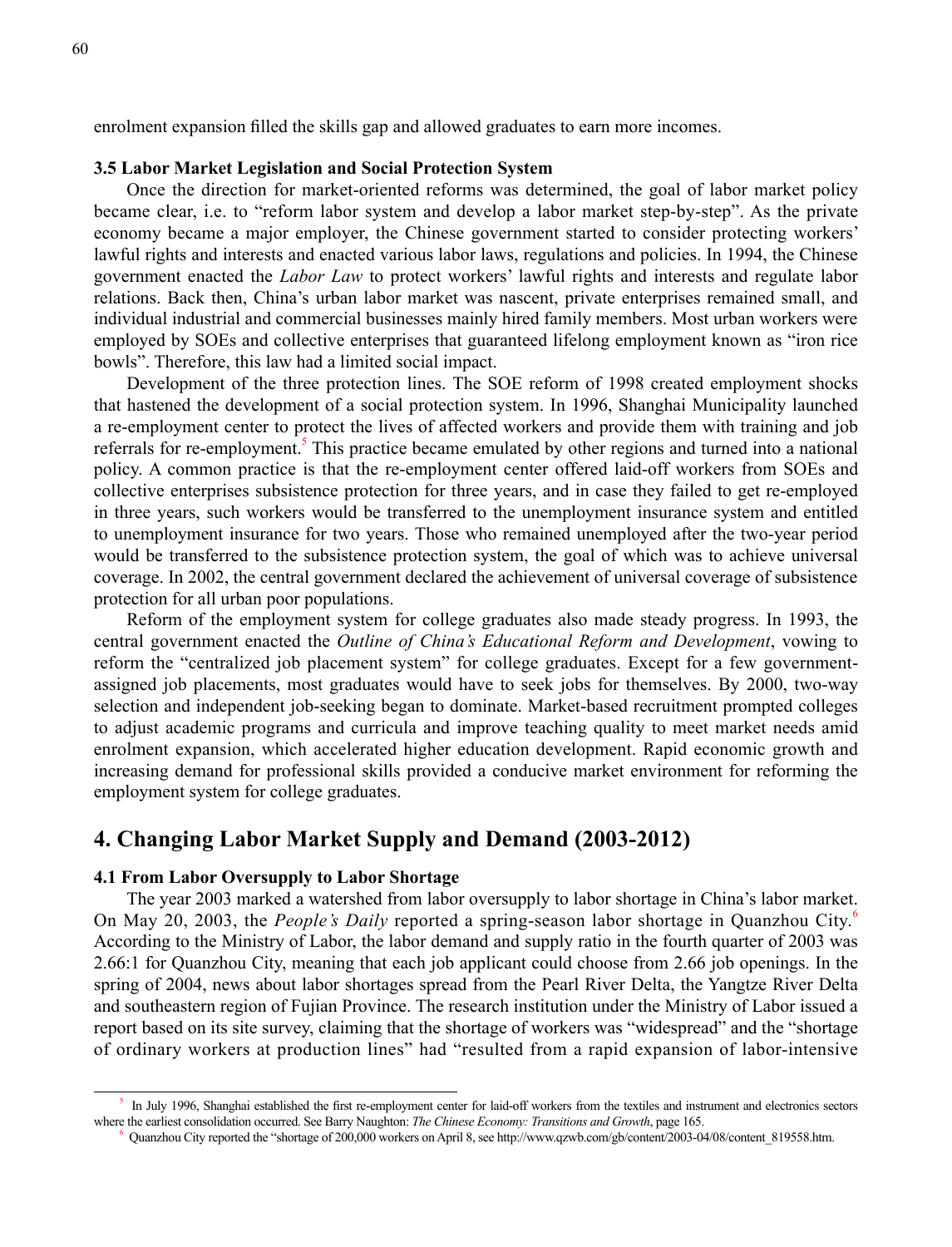enrolment expansion filled the skills gap and allowed graduates to earn more incomes.

### 3.5 Labor Market Legislation and Social Protection System

Once the direction for market-oriented reforms was determined, the goal of labor market policy became clear, i.e. to "reform labor system and develop a labor market step-by-step". As the private economy became a major employer, the Chinese government started to consider protecting workers' lawful rights and interests and enacted various labor laws, regulations and policies. In 1994, the Chinese government enacted the *Labor Law* to protect workers' lawful rights and interests and regulate labor relations. Back then, China's urban labor market was nascent, private enterprises remained small, and individual industrial and commercial businesses mainly hired family members. Most urban workers were employed by SOEs and collective enterprises that guaranteed lifelong employment known as "iron rice bowls". Therefore, this law had a limited social impact.

Development of the three protection lines. The SOE reform of 1998 created employment shocks that hastened the development of a social protection system. In 1996, Shanghai Municipality launched a re-employment center to protect the lives of affected workers and provide them with training and job referrals for re-employment.[5] This practice became emulated by other regions and turned into a national policy. A common practice is that the re-employment center offered laid-off workers from SOEs and collective enterprises subsistence protection for three years, and in case they failed to get re-employed in three years, such workers would be transferred to the unemployment insurance system and entitled to unemployment insurance for two years. Those who remained unemployed after the two-year period would be transferred to the subsistence protection system, the goal of which was to achieve universal coverage. In 2002, the central government declared the achievement of universal coverage of subsistence protection for all urban poor populations.

Reform of the employment system for college graduates also made steady progress. In 1993, the central government enacted the *Outline of China's Educational Reform and Development*, vowing to reform the "centralized job placement system" for college graduates. Except for a few government-assigned job placements, most graduates would have to seek jobs for themselves. By 2000, two-way selection and independent job-seeking began to dominate. Market-based recruitment prompted colleges to adjust academic programs and curricula and improve teaching quality to meet market needs amid enrolment expansion, which accelerated higher education development. Rapid economic growth and increasing demand for professional skills provided a conducive market environment for reforming the employment system for college graduates.

## 4. Changing Labor Market Supply and Demand (2003-2012)

### 4.1 From Labor Oversupply to Labor Shortage

The year 2003 marked a watershed from labor oversupply to labor shortage in China's labor market. On May 20, 2003, the *People's Daily* reported a spring-season labor shortage in Quanzhou City.[6] According to the Ministry of Labor, the labor demand and supply ratio in the fourth quarter of 2003 was 2.66:1 for Quanzhou City, meaning that each job applicant could choose from 2.66 job openings. In the spring of 2004, news about labor shortages spread from the Pearl River Delta, the Yangtze River Delta and southeastern region of Fujian Province. The research institution under the Ministry of Labor issued a report based on its site survey, claiming that the shortage of workers was "widespread" and the "shortage of ordinary workers at production lines" had "resulted from a rapid expansion of labor-intensive

---

[5] In July 1996, Shanghai established the first re-employment center for laid-off workers from the textiles and instrument and electronics sectors where the earliest consolidation occurred. See Barry Naughton: *The Chinese Economy: Transitions and Growth*, page 165.

[6] Quanzhou City reported the "shortage of 200,000 workers on April 8, see http://www.qzwb.com/gb/content/2003-04/08/content_819558.htm.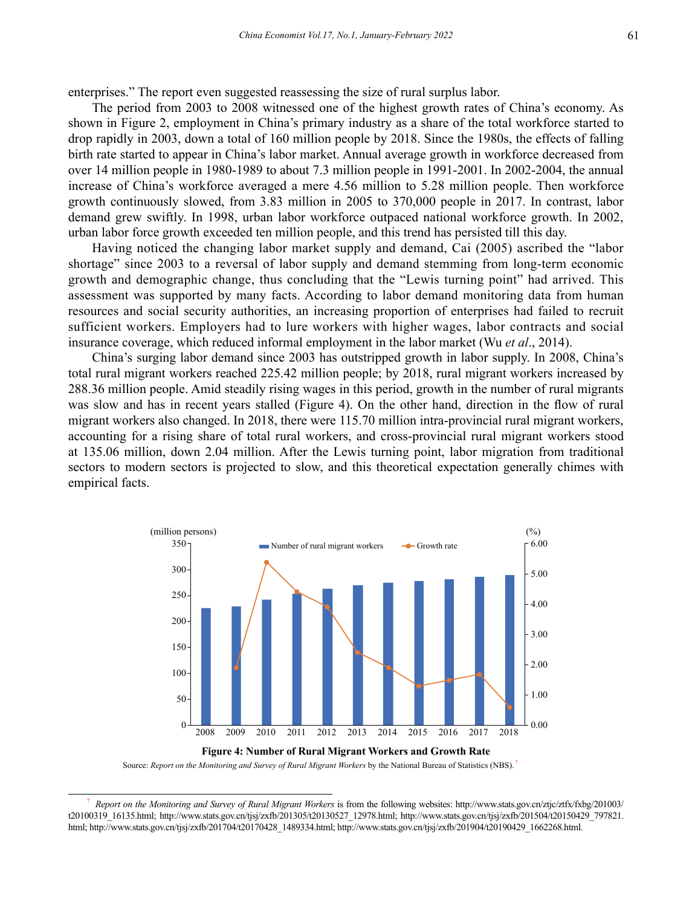enterprises." The report even suggested reassessing the size of rural surplus labor.

The period from 2003 to 2008 witnessed one of the highest growth rates of China's economy. As shown in Figure 2, employment in China's primary industry as a share of the total workforce started to drop rapidly in 2003, down a total of 160 million people by 2018. Since the 1980s, the effects of falling birth rate started to appear in China's labor market. Annual average growth in workforce decreased from over 14 million people in 1980-1989 to about 7.3 million people in 1991-2001. In 2002-2004, the annual increase of China's workforce averaged a mere 4.56 million to 5.28 million people. Then workforce growth continuously slowed, from 3.83 million in 2005 to 370,000 people in 2017. In contrast, labor demand grew swiftly. In 1998, urban labor workforce outpaced national workforce growth. In 2002, urban labor force growth exceeded ten million people, and this trend has persisted till this day.

Having noticed the changing labor market supply and demand, Cai (2005) ascribed the "labor shortage" since 2003 to a reversal of labor supply and demand stemming from long-term economic growth and demographic change, thus concluding that the "Lewis turning point" had arrived. This assessment was supported by many facts. According to labor demand monitoring data from human resources and social security authorities, an increasing proportion of enterprises had failed to recruit sufficient workers. Employers had to lure workers with higher wages, labor contracts and social insurance coverage, which reduced informal employment in the labor market (Wu *et al*., 2014).

China's surging labor demand since 2003 has outstripped growth in labor supply. In 2008, China's total rural migrant workers reached 225.42 million people; by 2018, rural migrant workers increased by 288.36 million people. Amid steadily rising wages in this period, growth in the number of rural migrants was slow and has in recent years stalled (Figure 4). On the other hand, direction in the flow of rural migrant workers also changed. In 2018, there were 115.70 million intra-provincial rural migrant workers, accounting for a rising share of total rural workers, and cross-provincial rural migrant workers stood at 135.06 million, down 2.04 million. After the Lewis turning point, labor migration from traditional sectors to modern sectors is projected to slow, and this theoretical expectation generally chimes with empirical facts.

**Figure 4: Number of Rural Migrant Workers and Growth Rate**

Source: *Report on the Monitoring and Survey of Rural Migrant Workers* by the National Bureau of Statistics (NBS).[7]

[7] *Report on the Monitoring and Survey of Rural Migrant Workers* is from the following websites: http://www.stats.gov.cn/ztjc/ztfx/fxbg/201003/t20100319_16135.html; http://www.stats.gov.cn/tjsj/zxfb/201305/t20130527_12978.html; http://www.stats.gov.cn/tjsj/zxfb/201504/t20150429_797821.html; http://www.stats.gov.cn/tjsj/zxfb/201704/t20170428_1489334.html; http://www.stats.gov.cn/tjsj/zxfb/201904/t20190429_1662268.html.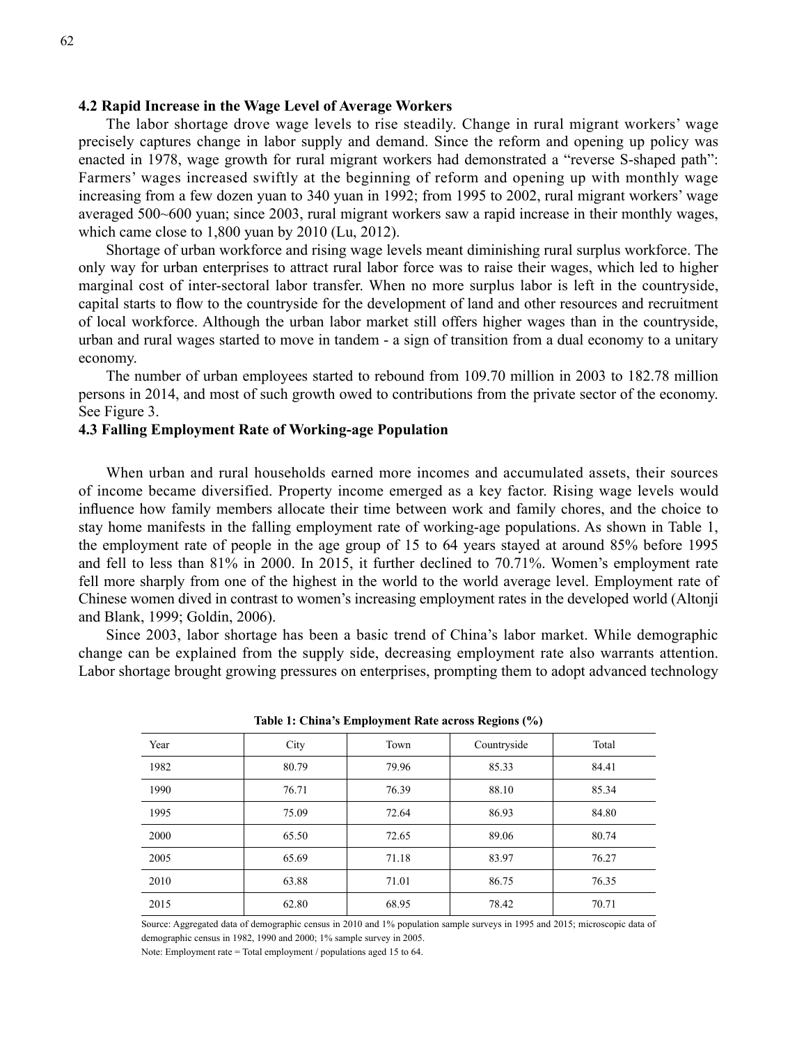### 4.2 Rapid Increase in the Wage Level of Average Workers

The labor shortage drove wage levels to rise steadily. Change in rural migrant workers' wage precisely captures change in labor supply and demand. Since the reform and opening up policy was enacted in 1978, wage growth for rural migrant workers had demonstrated a "reverse S-shaped path": Farmers' wages increased swiftly at the beginning of reform and opening up with monthly wage increasing from a few dozen yuan to 340 yuan in 1992; from 1995 to 2002, rural migrant workers' wage averaged 500~600 yuan; since 2003, rural migrant workers saw a rapid increase in their monthly wages, which came close to 1,800 yuan by 2010 (Lu, 2012).

Shortage of urban workforce and rising wage levels meant diminishing rural surplus workforce. The only way for urban enterprises to attract rural labor force was to raise their wages, which led to higher marginal cost of inter-sectoral labor transfer. When no more surplus labor is left in the countryside, capital starts to flow to the countryside for the development of land and other resources and recruitment of local workforce. Although the urban labor market still offers higher wages than in the countryside, urban and rural wages started to move in tandem - a sign of transition from a dual economy to a unitary economy.

The number of urban employees started to rebound from 109.70 million in 2003 to 182.78 million persons in 2014, and most of such growth owed to contributions from the private sector of the economy. See Figure 3.

### 4.3 Falling Employment Rate of Working-age Population

When urban and rural households earned more incomes and accumulated assets, their sources of income became diversified. Property income emerged as a key factor. Rising wage levels would influence how family members allocate their time between work and family chores, and the choice to stay home manifests in the falling employment rate of working-age populations. As shown in Table 1, the employment rate of people in the age group of 15 to 64 years stayed at around 85% before 1995 and fell to less than 81% in 2000. In 2015, it further declined to 70.71%. Women's employment rate fell more sharply from one of the highest in the world to the world average level. Employment rate of Chinese women dived in contrast to women's increasing employment rates in the developed world (Altonji and Blank, 1999; Goldin, 2006).

Since 2003, labor shortage has been a basic trend of China's labor market. While demographic change can be explained from the supply side, decreasing employment rate also warrants attention. Labor shortage brought growing pressures on enterprises, prompting them to adopt advanced technology

**Table 1: China's Employment Rate across Regions (%)**

| Year | City | Town | Countryside | Total |
|---|---|---|---|---|
| 1982 | 80.79 | 79.96 | 85.33 | 84.41 |
| 1990 | 76.71 | 76.39 | 88.10 | 85.34 |
| 1995 | 75.09 | 72.64 | 86.93 | 84.80 |
| 2000 | 65.50 | 72.65 | 89.06 | 80.74 |
| 2005 | 65.69 | 71.18 | 83.97 | 76.27 |
| 2010 | 63.88 | 71.01 | 86.75 | 76.35 |
| 2015 | 62.80 | 68.95 | 78.42 | 70.71 |

Source: Aggregated data of demographic census in 2010 and 1% population sample surveys in 1995 and 2015; microscopic data of demographic census in 1982, 1990 and 2000; 1% sample survey in 2005.

Note: Employment rate = Total employment / populations aged 15 to 64.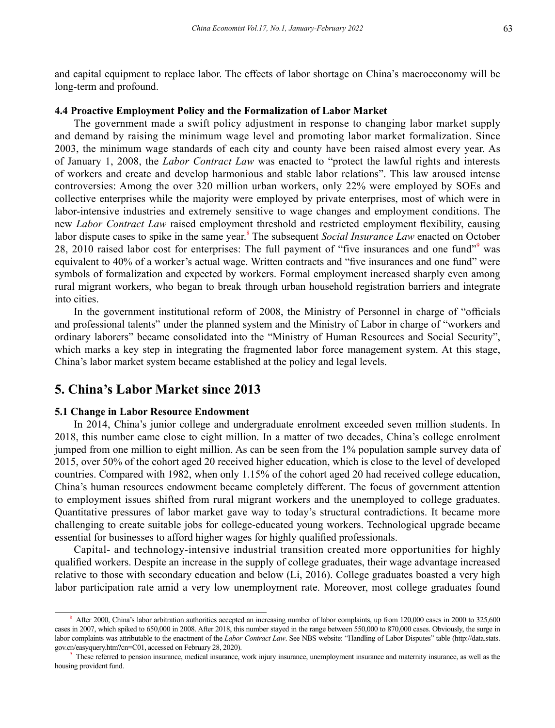and capital equipment to replace labor. The effects of labor shortage on China's macroeconomy will be long-term and profound.

### 4.4 Proactive Employment Policy and the Formalization of Labor Market

The government made a swift policy adjustment in response to changing labor market supply and demand by raising the minimum wage level and promoting labor market formalization. Since 2003, the minimum wage standards of each city and county have been raised almost every year. As of January 1, 2008, the *Labor Contract Law* was enacted to "protect the lawful rights and interests of workers and create and develop harmonious and stable labor relations". This law aroused intense controversies: Among the over 320 million urban workers, only 22% were employed by SOEs and collective enterprises while the majority were employed by private enterprises, most of which were in labor-intensive industries and extremely sensitive to wage changes and employment conditions. The new *Labor Contract Law* raised employment threshold and restricted employment flexibility, causing labor dispute cases to spike in the same year.[8] The subsequent *Social Insurance Law* enacted on October 28, 2010 raised labor cost for enterprises: The full payment of "five insurances and one fund"[9] was equivalent to 40% of a worker's actual wage. Written contracts and "five insurances and one fund" were symbols of formalization and expected by workers. Formal employment increased sharply even among rural migrant workers, who began to break through urban household registration barriers and integrate into cities.

In the government institutional reform of 2008, the Ministry of Personnel in charge of "officials and professional talents" under the planned system and the Ministry of Labor in charge of "workers and ordinary laborers" became consolidated into the "Ministry of Human Resources and Social Security", which marks a key step in integrating the fragmented labor force management system. At this stage, China's labor market system became established at the policy and legal levels.

## 5. China's Labor Market since 2013

### 5.1 Change in Labor Resource Endowment

In 2014, China's junior college and undergraduate enrolment exceeded seven million students. In 2018, this number came close to eight million. In a matter of two decades, China's college enrolment jumped from one million to eight million. As can be seen from the 1% population sample survey data of 2015, over 50% of the cohort aged 20 received higher education, which is close to the level of developed countries. Compared with 1982, when only 1.15% of the cohort aged 20 had received college education, China's human resources endowment became completely different. The focus of government attention to employment issues shifted from rural migrant workers and the unemployed to college graduates. Quantitative pressures of labor market gave way to today's structural contradictions. It became more challenging to create suitable jobs for college-educated young workers. Technological upgrade became essential for businesses to afford higher wages for highly qualified professionals.

Capital- and technology-intensive industrial transition created more opportunities for highly qualified workers. Despite an increase in the supply of college graduates, their wage advantage increased relative to those with secondary education and below (Li, 2016). College graduates boasted a very high labor participation rate amid a very low unemployment rate. Moreover, most college graduates found

---

[8] After 2000, China's labor arbitration authorities accepted an increasing number of labor complaints, up from 120,000 cases in 2000 to 325,600 cases in 2007, which spiked to 650,000 in 2008. After 2018, this number stayed in the range between 550,000 to 870,000 cases. Obviously, the surge in labor complaints was attributable to the enactment of the *Labor Contract Law*. See NBS website: "Handling of Labor Disputes" table (http://data.stats.gov.cn/easyquery.htm?cn=C01, accessed on February 28, 2020).

[9] These referred to pension insurance, medical insurance, work injury insurance, unemployment insurance and maternity insurance, as well as the housing provident fund.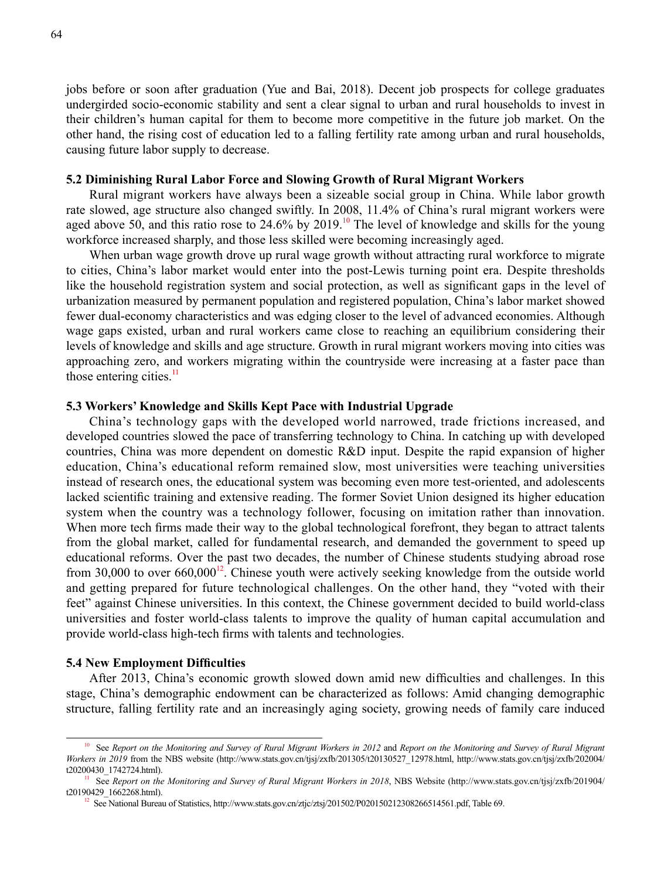jobs before or soon after graduation (Yue and Bai, 2018). Decent job prospects for college graduates undergirded socio-economic stability and sent a clear signal to urban and rural households to invest in their children's human capital for them to become more competitive in the future job market. On the other hand, the rising cost of education led to a falling fertility rate among urban and rural households, causing future labor supply to decrease.

### 5.2 Diminishing Rural Labor Force and Slowing Growth of Rural Migrant Workers

Rural migrant workers have always been a sizeable social group in China. While labor growth rate slowed, age structure also changed swiftly. In 2008, 11.4% of China's rural migrant workers were aged above 50, and this ratio rose to 24.6% by 2019.[10] The level of knowledge and skills for the young workforce increased sharply, and those less skilled were becoming increasingly aged.

When urban wage growth drove up rural wage growth without attracting rural workforce to migrate to cities, China's labor market would enter into the post-Lewis turning point era. Despite thresholds like the household registration system and social protection, as well as significant gaps in the level of urbanization measured by permanent population and registered population, China's labor market showed fewer dual-economy characteristics and was edging closer to the level of advanced economies. Although wage gaps existed, urban and rural workers came close to reaching an equilibrium considering their levels of knowledge and skills and age structure. Growth in rural migrant workers moving into cities was approaching zero, and workers migrating within the countryside were increasing at a faster pace than those entering cities.[11]

### 5.3 Workers' Knowledge and Skills Kept Pace with Industrial Upgrade

China's technology gaps with the developed world narrowed, trade frictions increased, and developed countries slowed the pace of transferring technology to China. In catching up with developed countries, China was more dependent on domestic R&D input. Despite the rapid expansion of higher education, China's educational reform remained slow, most universities were teaching universities instead of research ones, the educational system was becoming even more test-oriented, and adolescents lacked scientific training and extensive reading. The former Soviet Union designed its higher education system when the country was a technology follower, focusing on imitation rather than innovation. When more tech firms made their way to the global technological forefront, they began to attract talents from the global market, called for fundamental research, and demanded the government to speed up educational reforms. Over the past two decades, the number of Chinese students studying abroad rose from 30,000 to over 660,000[12]. Chinese youth were actively seeking knowledge from the outside world and getting prepared for future technological challenges. On the other hand, they "voted with their feet" against Chinese universities. In this context, the Chinese government decided to build world-class universities and foster world-class talents to improve the quality of human capital accumulation and provide world-class high-tech firms with talents and technologies.

### 5.4 New Employment Difficulties

After 2013, China's economic growth slowed down amid new difficulties and challenges. In this stage, China's demographic endowment can be characterized as follows: Amid changing demographic structure, falling fertility rate and an increasingly aging society, growing needs of family care induced

---

[10] See *Report on the Monitoring and Survey of Rural Migrant Workers in 2012* and *Report on the Monitoring and Survey of Rural Migrant Workers in 2019* from the NBS website (http://www.stats.gov.cn/tjsj/zxfb/201305/t20130527_12978.html, http://www.stats.gov.cn/tjsj/zxfb/202004/t20200430_1742724.html).

[11] See *Report on the Monitoring and Survey of Rural Migrant Workers in 2018*, NBS Website (http://www.stats.gov.cn/tjsj/zxfb/201904/t20190429_1662268.html).

[12] See National Bureau of Statistics, http://www.stats.gov.cn/ztjc/ztsj/201502/P020150212308266514561.pdf, Table 69.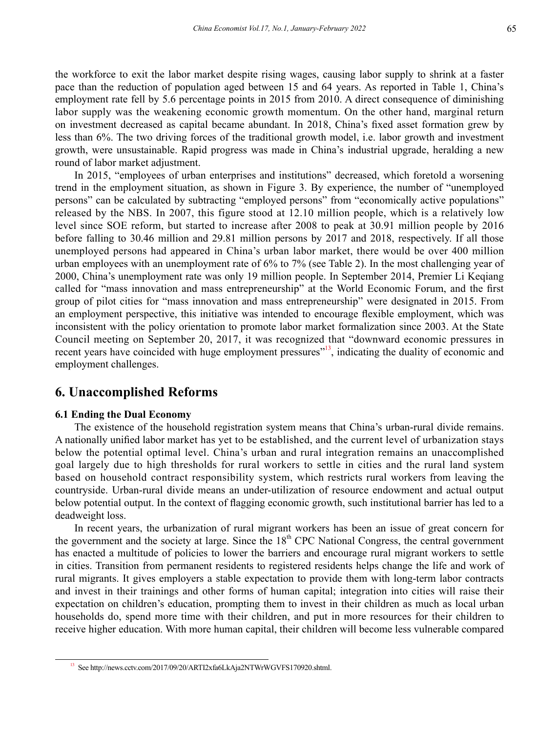the workforce to exit the labor market despite rising wages, causing labor supply to shrink at a faster pace than the reduction of population aged between 15 and 64 years. As reported in Table 1, China's employment rate fell by 5.6 percentage points in 2015 from 2010. A direct consequence of diminishing labor supply was the weakening economic growth momentum. On the other hand, marginal return on investment decreased as capital became abundant. In 2018, China's fixed asset formation grew by less than 6%. The two driving forces of the traditional growth model, i.e. labor growth and investment growth, were unsustainable. Rapid progress was made in China's industrial upgrade, heralding a new round of labor market adjustment.

In 2015, "employees of urban enterprises and institutions" decreased, which foretold a worsening trend in the employment situation, as shown in Figure 3. By experience, the number of "unemployed persons" can be calculated by subtracting "employed persons" from "economically active populations" released by the NBS. In 2007, this figure stood at 12.10 million people, which is a relatively low level since SOE reform, but started to increase after 2008 to peak at 30.91 million people by 2016 before falling to 30.46 million and 29.81 million persons by 2017 and 2018, respectively. If all those unemployed persons had appeared in China's urban labor market, there would be over 400 million urban employees with an unemployment rate of 6% to 7% (see Table 2). In the most challenging year of 2000, China's unemployment rate was only 19 million people. In September 2014, Premier Li Keqiang called for "mass innovation and mass entrepreneurship" at the World Economic Forum, and the first group of pilot cities for "mass innovation and mass entrepreneurship" were designated in 2015. From an employment perspective, this initiative was intended to encourage flexible employment, which was inconsistent with the policy orientation to promote labor market formalization since 2003. At the State Council meeting on September 20, 2017, it was recognized that "downward economic pressures in recent years have coincided with huge employment pressures"[13], indicating the duality of economic and employment challenges.

## 6. Unaccomplished Reforms

### 6.1 Ending the Dual Economy

The existence of the household registration system means that China's urban-rural divide remains. A nationally unified labor market has yet to be established, and the current level of urbanization stays below the potential optimal level. China's urban and rural integration remains an unaccomplished goal largely due to high thresholds for rural workers to settle in cities and the rural land system based on household contract responsibility system, which restricts rural workers from leaving the countryside. Urban-rural divide means an under-utilization of resource endowment and actual output below potential output. In the context of flagging economic growth, such institutional barrier has led to a deadweight loss.

In recent years, the urbanization of rural migrant workers has been an issue of great concern for the government and the society at large. Since the 18th CPC National Congress, the central government has enacted a multitude of policies to lower the barriers and encourage rural migrant workers to settle in cities. Transition from permanent residents to registered residents helps change the life and work of rural migrants. It gives employers a stable expectation to provide them with long-term labor contracts and invest in their trainings and other forms of human capital; integration into cities will raise their expectation on children's education, prompting them to invest in their children as much as local urban households do, spend more time with their children, and put in more resources for their children to receive higher education. With more human capital, their children will become less vulnerable compared

[13] See http://news.cctv.com/2017/09/20/ARTI2xfa6LkAja2NTWrWGVFS170920.shtml.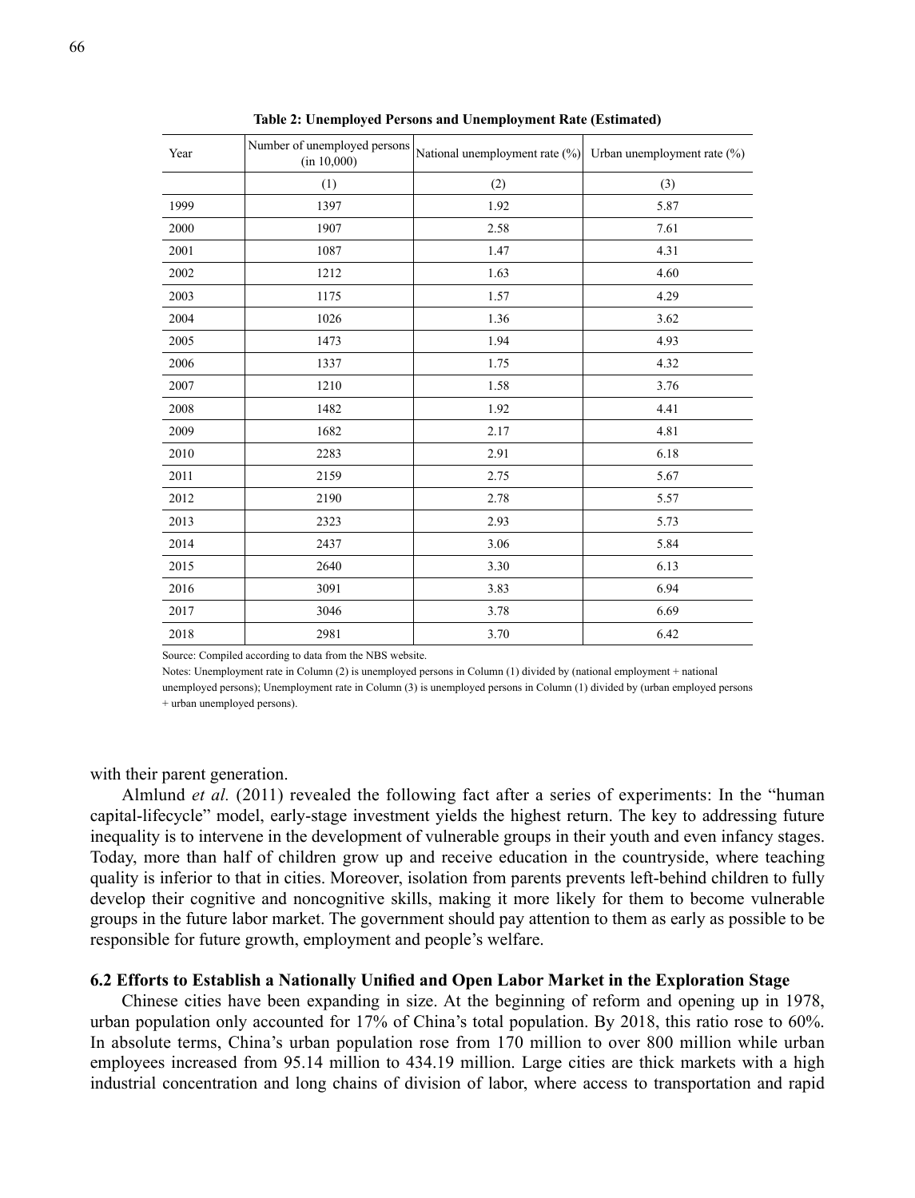**Table 2: Unemployed Persons and Unemployment Rate (Estimated)**

| Year | Number of unemployed persons (in 10,000) | National unemployment rate (%) | Urban unemployment rate (%) |
|---|---|---|---|
| | (1) | (2) | (3) |
| 1999 | 1397 | 1.92 | 5.87 |
| 2000 | 1907 | 2.58 | 7.61 |
| 2001 | 1087 | 1.47 | 4.31 |
| 2002 | 1212 | 1.63 | 4.60 |
| 2003 | 1175 | 1.57 | 4.29 |
| 2004 | 1026 | 1.36 | 3.62 |
| 2005 | 1473 | 1.94 | 4.93 |
| 2006 | 1337 | 1.75 | 4.32 |
| 2007 | 1210 | 1.58 | 3.76 |
| 2008 | 1482 | 1.92 | 4.41 |
| 2009 | 1682 | 2.17 | 4.81 |
| 2010 | 2283 | 2.91 | 6.18 |
| 2011 | 2159 | 2.75 | 5.67 |
| 2012 | 2190 | 2.78 | 5.57 |
| 2013 | 2323 | 2.93 | 5.73 |
| 2014 | 2437 | 3.06 | 5.84 |
| 2015 | 2640 | 3.30 | 6.13 |
| 2016 | 3091 | 3.83 | 6.94 |
| 2017 | 3046 | 3.78 | 6.69 |
| 2018 | 2981 | 3.70 | 6.42 |

Source: Compiled according to data from the NBS website.

Notes: Unemployment rate in Column (2) is unemployed persons in Column (1) divided by (national employment + national unemployed persons); Unemployment rate in Column (3) is unemployed persons in Column (1) divided by (urban employed persons + urban unemployed persons).

with their parent generation.

Almlund *et al.* (2011) revealed the following fact after a series of experiments: In the "human capital-lifecycle" model, early-stage investment yields the highest return. The key to addressing future inequality is to intervene in the development of vulnerable groups in their youth and even infancy stages. Today, more than half of children grow up and receive education in the countryside, where teaching quality is inferior to that in cities. Moreover, isolation from parents prevents left-behind children to fully develop their cognitive and noncognitive skills, making it more likely for them to become vulnerable groups in the future labor market. The government should pay attention to them as early as possible to be responsible for future growth, employment and people's welfare.

### 6.2 Efforts to Establish a Nationally Unified and Open Labor Market in the Exploration Stage

Chinese cities have been expanding in size. At the beginning of reform and opening up in 1978, urban population only accounted for 17% of China's total population. By 2018, this ratio rose to 60%. In absolute terms, China's urban population rose from 170 million to over 800 million while urban employees increased from 95.14 million to 434.19 million. Large cities are thick markets with a high industrial concentration and long chains of division of labor, where access to transportation and rapid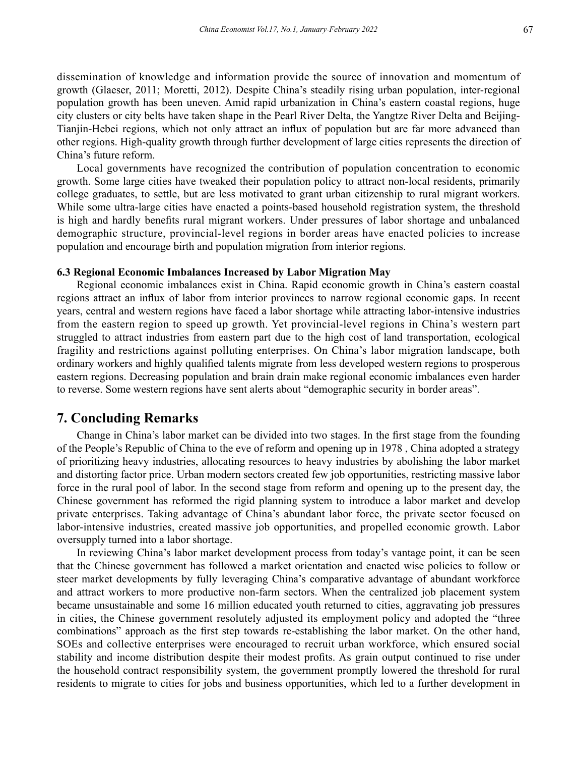dissemination of knowledge and information provide the source of innovation and momentum of growth (Glaeser, 2011; Moretti, 2012). Despite China's steadily rising urban population, inter-regional population growth has been uneven. Amid rapid urbanization in China's eastern coastal regions, huge city clusters or city belts have taken shape in the Pearl River Delta, the Yangtze River Delta and Beijing-Tianjin-Hebei regions, which not only attract an influx of population but are far more advanced than other regions. High-quality growth through further development of large cities represents the direction of China's future reform.

Local governments have recognized the contribution of population concentration to economic growth. Some large cities have tweaked their population policy to attract non-local residents, primarily college graduates, to settle, but are less motivated to grant urban citizenship to rural migrant workers. While some ultra-large cities have enacted a points-based household registration system, the threshold is high and hardly benefits rural migrant workers. Under pressures of labor shortage and unbalanced demographic structure, provincial-level regions in border areas have enacted policies to increase population and encourage birth and population migration from interior regions.

### 6.3 Regional Economic Imbalances Increased by Labor Migration May

Regional economic imbalances exist in China. Rapid economic growth in China's eastern coastal regions attract an influx of labor from interior provinces to narrow regional economic gaps. In recent years, central and western regions have faced a labor shortage while attracting labor-intensive industries from the eastern region to speed up growth. Yet provincial-level regions in China's western part struggled to attract industries from eastern part due to the high cost of land transportation, ecological fragility and restrictions against polluting enterprises. On China's labor migration landscape, both ordinary workers and highly qualified talents migrate from less developed western regions to prosperous eastern regions. Decreasing population and brain drain make regional economic imbalances even harder to reverse. Some western regions have sent alerts about "demographic security in border areas".

## 7. Concluding Remarks

Change in China's labor market can be divided into two stages. In the first stage from the founding of the People's Republic of China to the eve of reform and opening up in 1978 , China adopted a strategy of prioritizing heavy industries, allocating resources to heavy industries by abolishing the labor market and distorting factor price. Urban modern sectors created few job opportunities, restricting massive labor force in the rural pool of labor. In the second stage from reform and opening up to the present day, the Chinese government has reformed the rigid planning system to introduce a labor market and develop private enterprises. Taking advantage of China's abundant labor force, the private sector focused on labor-intensive industries, created massive job opportunities, and propelled economic growth. Labor oversupply turned into a labor shortage.

In reviewing China's labor market development process from today's vantage point, it can be seen that the Chinese government has followed a market orientation and enacted wise policies to follow or steer market developments by fully leveraging China's comparative advantage of abundant workforce and attract workers to more productive non-farm sectors. When the centralized job placement system became unsustainable and some 16 million educated youth returned to cities, aggravating job pressures in cities, the Chinese government resolutely adjusted its employment policy and adopted the "three combinations" approach as the first step towards re-establishing the labor market. On the other hand, SOEs and collective enterprises were encouraged to recruit urban workforce, which ensured social stability and income distribution despite their modest profits. As grain output continued to rise under the household contract responsibility system, the government promptly lowered the threshold for rural residents to migrate to cities for jobs and business opportunities, which led to a further development in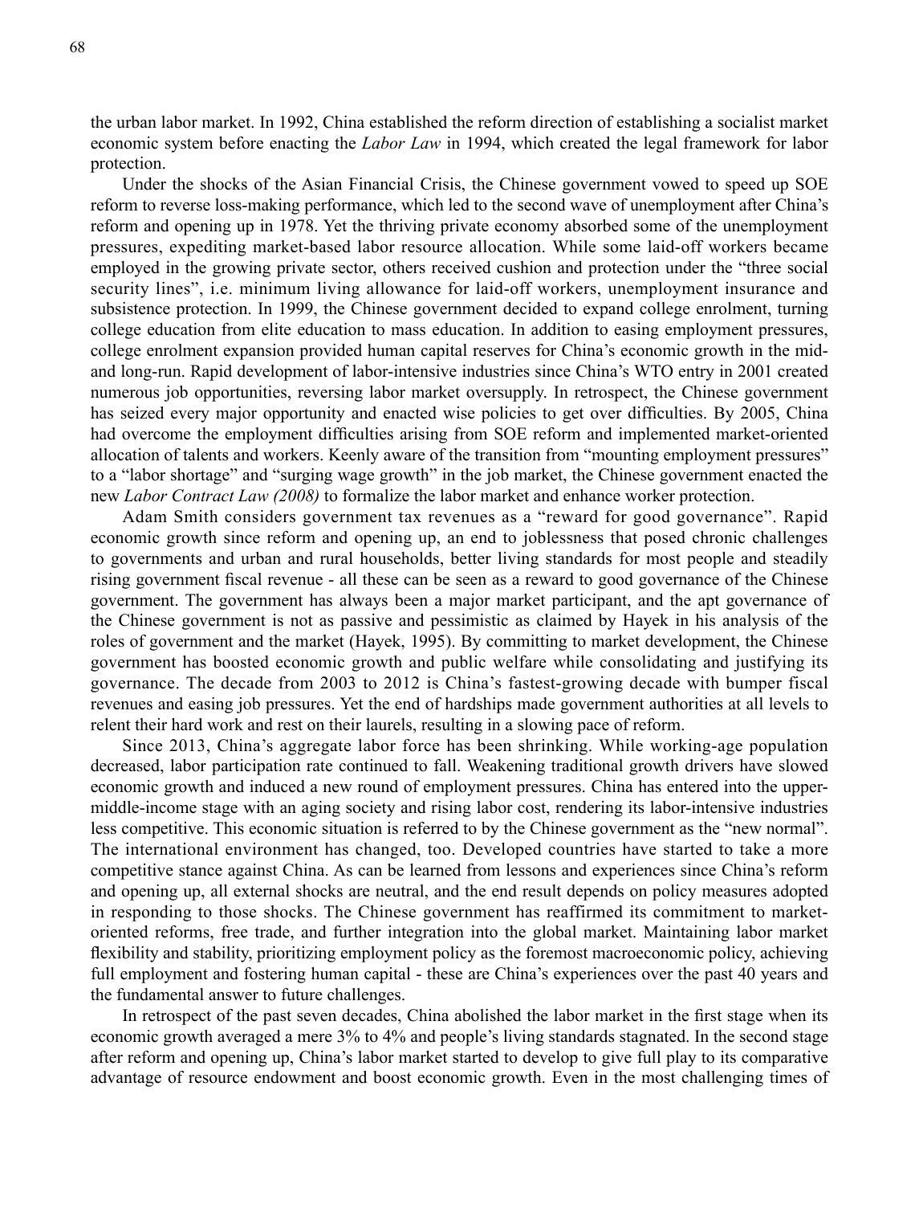the urban labor market. In 1992, China established the reform direction of establishing a socialist market economic system before enacting the *Labor Law* in 1994, which created the legal framework for labor protection.

Under the shocks of the Asian Financial Crisis, the Chinese government vowed to speed up SOE reform to reverse loss-making performance, which led to the second wave of unemployment after China's reform and opening up in 1978. Yet the thriving private economy absorbed some of the unemployment pressures, expediting market-based labor resource allocation. While some laid-off workers became employed in the growing private sector, others received cushion and protection under the "three social security lines", i.e. minimum living allowance for laid-off workers, unemployment insurance and subsistence protection. In 1999, the Chinese government decided to expand college enrolment, turning college education from elite education to mass education. In addition to easing employment pressures, college enrolment expansion provided human capital reserves for China's economic growth in the mid- and long-run. Rapid development of labor-intensive industries since China's WTO entry in 2001 created numerous job opportunities, reversing labor market oversupply. In retrospect, the Chinese government has seized every major opportunity and enacted wise policies to get over difficulties. By 2005, China had overcome the employment difficulties arising from SOE reform and implemented market-oriented allocation of talents and workers. Keenly aware of the transition from "mounting employment pressures" to a "labor shortage" and "surging wage growth" in the job market, the Chinese government enacted the new *Labor Contract Law (2008)* to formalize the labor market and enhance worker protection.

Adam Smith considers government tax revenues as a "reward for good governance". Rapid economic growth since reform and opening up, an end to joblessness that posed chronic challenges to governments and urban and rural households, better living standards for most people and steadily rising government fiscal revenue - all these can be seen as a reward to good governance of the Chinese government. The government has always been a major market participant, and the apt governance of the Chinese government is not as passive and pessimistic as claimed by Hayek in his analysis of the roles of government and the market (Hayek, 1995). By committing to market development, the Chinese government has boosted economic growth and public welfare while consolidating and justifying its governance. The decade from 2003 to 2012 is China's fastest-growing decade with bumper fiscal revenues and easing job pressures. Yet the end of hardships made government authorities at all levels to relent their hard work and rest on their laurels, resulting in a slowing pace of reform.

Since 2013, China's aggregate labor force has been shrinking. While working-age population decreased, labor participation rate continued to fall. Weakening traditional growth drivers have slowed economic growth and induced a new round of employment pressures. China has entered into the upper-middle-income stage with an aging society and rising labor cost, rendering its labor-intensive industries less competitive. This economic situation is referred to by the Chinese government as the "new normal". The international environment has changed, too. Developed countries have started to take a more competitive stance against China. As can be learned from lessons and experiences since China's reform and opening up, all external shocks are neutral, and the end result depends on policy measures adopted in responding to those shocks. The Chinese government has reaffirmed its commitment to market-oriented reforms, free trade, and further integration into the global market. Maintaining labor market flexibility and stability, prioritizing employment policy as the foremost macroeconomic policy, achieving full employment and fostering human capital - these are China's experiences over the past 40 years and the fundamental answer to future challenges.

In retrospect of the past seven decades, China abolished the labor market in the first stage when its economic growth averaged a mere 3% to 4% and people's living standards stagnated. In the second stage after reform and opening up, China's labor market started to develop to give full play to its comparative advantage of resource endowment and boost economic growth. Even in the most challenging times of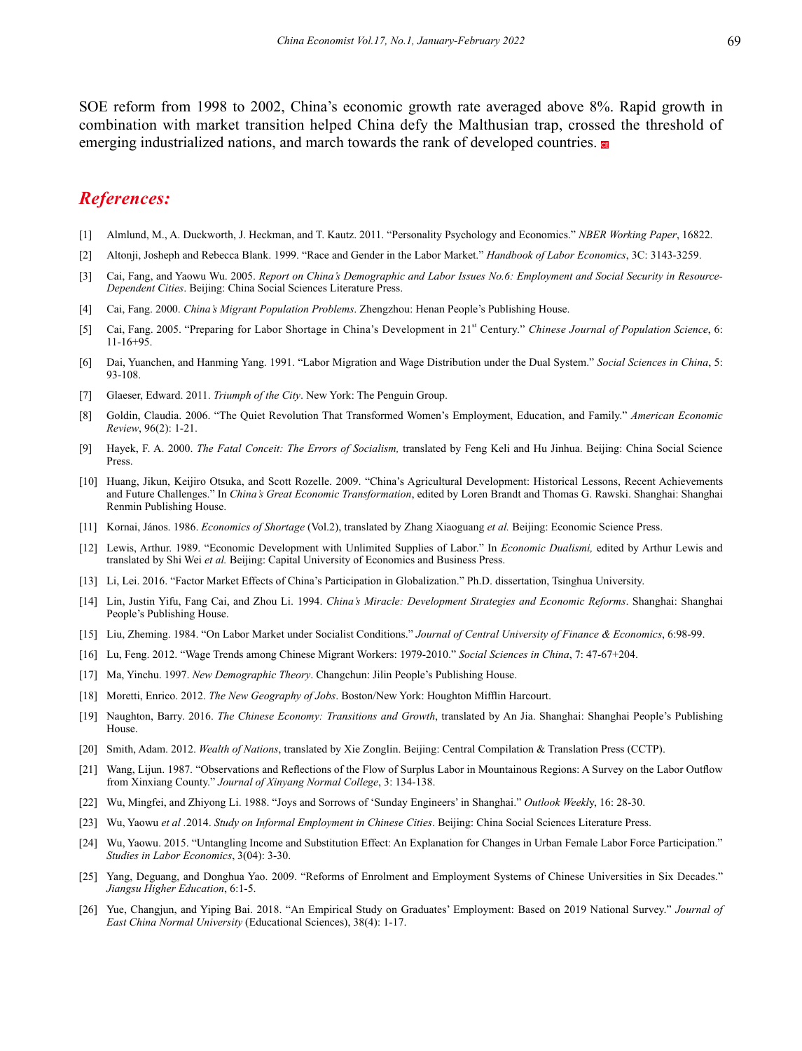SOE reform from 1998 to 2002, China's economic growth rate averaged above 8%. Rapid growth in combination with market transition helped China defy the Malthusian trap, crossed the threshold of emerging industrialized nations, and march towards the rank of developed countries.

## *References:*

[1] Almlund, M., A. Duckworth, J. Heckman, and T. Kautz. 2011. "Personality Psychology and Economics." *NBER Working Paper*, 16822.

[2] Altonji, Josheph and Rebecca Blank. 1999. "Race and Gender in the Labor Market." *Handbook of Labor Economics*, 3C: 3143-3259.

[3] Cai, Fang, and Yaowu Wu. 2005. *Report on China's Demographic and Labor Issues No.6: Employment and Social Security in Resource-Dependent Cities*. Beijing: China Social Sciences Literature Press.

[4] Cai, Fang. 2000. *China's Migrant Population Problems*. Zhengzhou: Henan People's Publishing House.

[5] Cai, Fang. 2005. "Preparing for Labor Shortage in China's Development in 21st Century." *Chinese Journal of Population Science*, 6: 11-16+95.

[6] Dai, Yuanchen, and Hanming Yang. 1991. "Labor Migration and Wage Distribution under the Dual System." *Social Sciences in China*, 5: 93-108.

[7] Glaeser, Edward. 2011. *Triumph of the City*. New York: The Penguin Group.

[8] Goldin, Claudia. 2006. "The Quiet Revolution That Transformed Women's Employment, Education, and Family." *American Economic Review*, 96(2): 1-21.

[9] Hayek, F. A. 2000. *The Fatal Conceit: The Errors of Socialism,* translated by Feng Keli and Hu Jinhua. Beijing: China Social Science Press.

[10] Huang, Jikun, Keijiro Otsuka, and Scott Rozelle. 2009. "China's Agricultural Development: Historical Lessons, Recent Achievements and Future Challenges." In *China's Great Economic Transformation*, edited by Loren Brandt and Thomas G. Rawski. Shanghai: Shanghai Renmin Publishing House.

[11] Kornai, János. 1986. *Economics of Shortage* (Vol.2), translated by Zhang Xiaoguang *et al.* Beijing: Economic Science Press.

[12] Lewis, Arthur. 1989. "Economic Development with Unlimited Supplies of Labor." In *Economic Dualismi,* edited by Arthur Lewis and translated by Shi Wei *et al.* Beijing: Capital University of Economics and Business Press.

[13] Li, Lei. 2016. "Factor Market Effects of China's Participation in Globalization." Ph.D. dissertation, Tsinghua University.

[14] Lin, Justin Yifu, Fang Cai, and Zhou Li. 1994. *China's Miracle: Development Strategies and Economic Reforms*. Shanghai: Shanghai People's Publishing House.

[15] Liu, Zheming. 1984. "On Labor Market under Socialist Conditions." *Journal of Central University of Finance & Economics*, 6:98-99.

[16] Lu, Feng. 2012. "Wage Trends among Chinese Migrant Workers: 1979-2010." *Social Sciences in China*, 7: 47-67+204.

[17] Ma, Yinchu. 1997. *New Demographic Theory*. Changchun: Jilin People's Publishing House.

[18] Moretti, Enrico. 2012. *The New Geography of Jobs*. Boston/New York: Houghton Mifflin Harcourt.

[19] Naughton, Barry. 2016. *The Chinese Economy: Transitions and Growth*, translated by An Jia. Shanghai: Shanghai People's Publishing House.

[20] Smith, Adam. 2012. *Wealth of Nations*, translated by Xie Zonglin. Beijing: Central Compilation & Translation Press (CCTP).

[21] Wang, Lijun. 1987. "Observations and Reflections of the Flow of Surplus Labor in Mountainous Regions: A Survey on the Labor Outflow from Xinxiang County." *Journal of Xinyang Normal College*, 3: 134-138.

[22] Wu, Mingfei, and Zhiyong Li. 1988. "Joys and Sorrows of 'Sunday Engineers' in Shanghai." *Outlook Weekly*, 16: 28-30.

[23] Wu, Yaowu *et al* .2014. *Study on Informal Employment in Chinese Cities*. Beijing: China Social Sciences Literature Press.

[24] Wu, Yaowu. 2015. "Untangling Income and Substitution Effect: An Explanation for Changes in Urban Female Labor Force Participation." *Studies in Labor Economics*, 3(04): 3-30.

[25] Yang, Deguang, and Donghua Yao. 2009. "Reforms of Enrolment and Employment Systems of Chinese Universities in Six Decades." *Jiangsu Higher Education*, 6:1-5.

[26] Yue, Changjun, and Yiping Bai. 2018. "An Empirical Study on Graduates' Employment: Based on 2019 National Survey." *Journal of East China Normal University* (Educational Sciences), 38(4): 1-17.